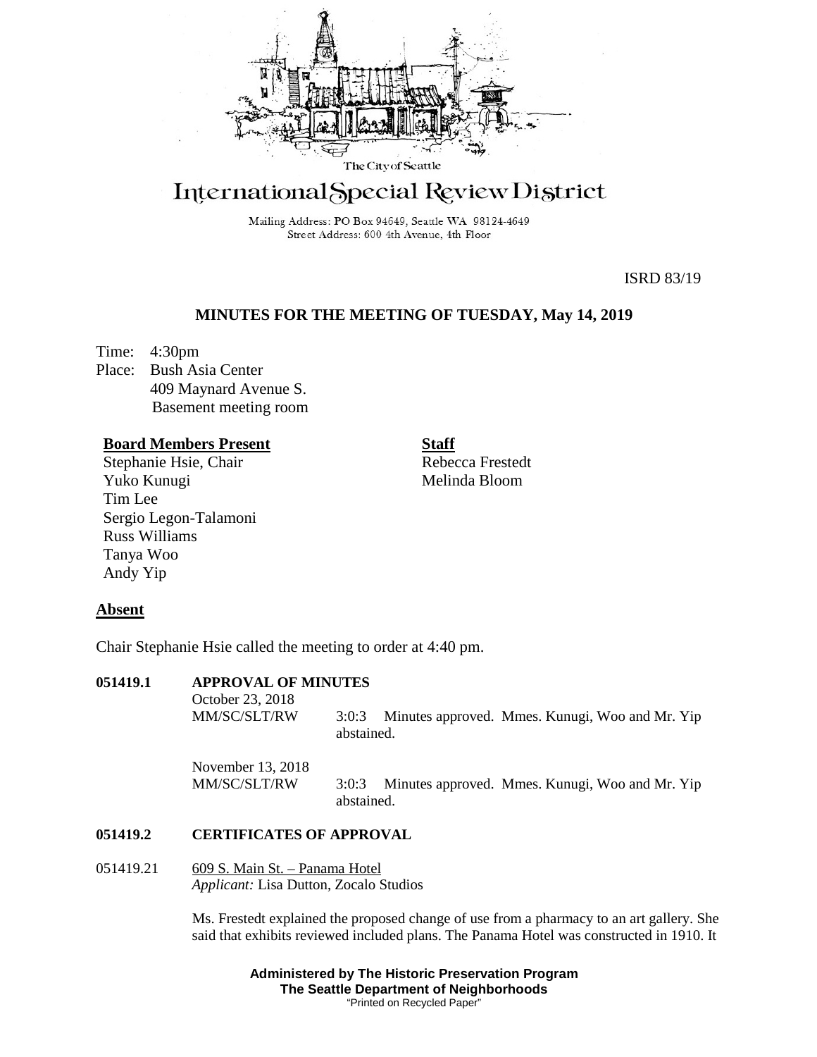The City of Seattle

# International Special Review District

Mailing Address: PO Box 94649, Seattle WA 98124-4649
Street Address: 600 4th Avenue, 4th Floor

ISRD 83/19

## MINUTES FOR THE MEETING OF TUESDAY, May 14, 2019

Time: 4:30pm
Place: Bush Asia Center
409 Maynard Avenue S.
Basement meeting room

**Board Members Present**
Stephanie Hsie, Chair
Yuko Kunugi
Tim Lee
Sergio Legon-Talamoni
Russ Williams
Tanya Woo
Andy Yip

**Staff**
Rebecca Frestedt
Melinda Bloom

**Absent**

Chair Stephanie Hsie called the meeting to order at 4:40 pm.

**051419.1 APPROVAL OF MINUTES**

October 23, 2018
MM/SC/SLT/RW 3:0:3 Minutes approved. Mmes. Kunugi, Woo and Mr. Yip abstained.

November 13, 2018
MM/SC/SLT/RW 3:0:3 Minutes approved. Mmes. Kunugi, Woo and Mr. Yip abstained.

**051419.2 CERTIFICATES OF APPROVAL**

051419.21 609 S. Main St. – Panama Hotel
*Applicant:* Lisa Dutton, Zocalo Studios

Ms. Frestedt explained the proposed change of use from a pharmacy to an art gallery. She said that exhibits reviewed included plans. The Panama Hotel was constructed in 1910. It

**Administered by The Historic Preservation Program**
**The Seattle Department of Neighborhoods**
"Printed on Recycled Paper"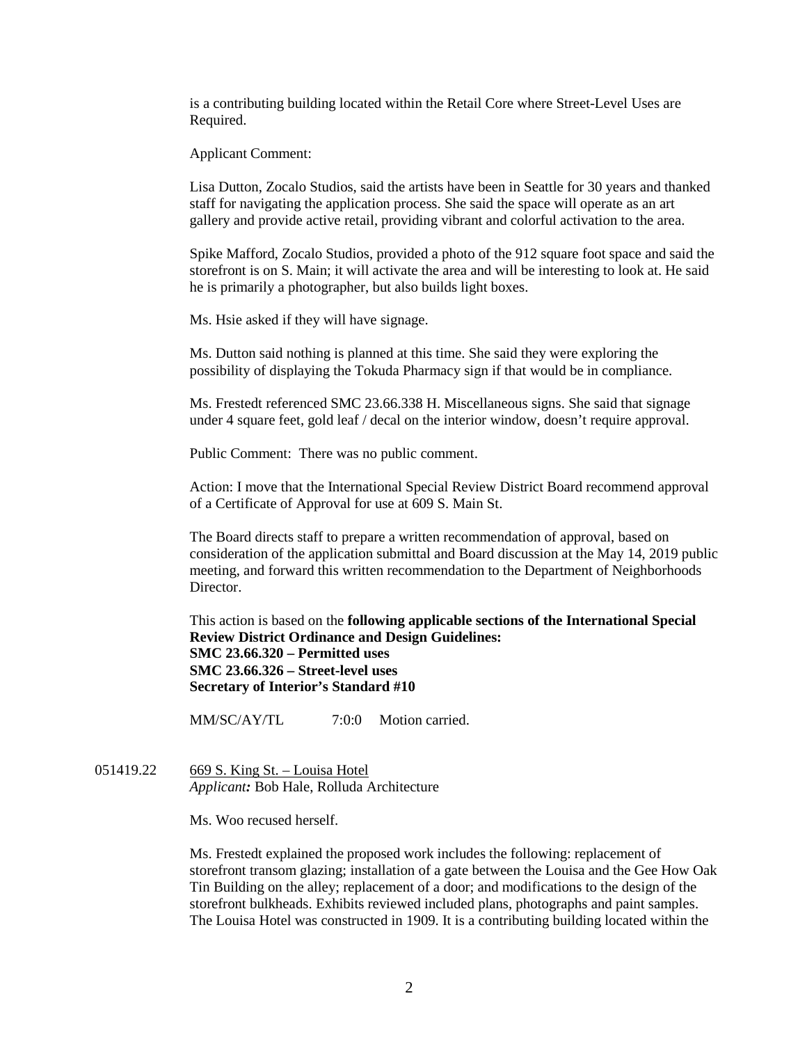is a contributing building located within the Retail Core where Street-Level Uses are Required.

Applicant Comment:

Lisa Dutton, Zocalo Studios, said the artists have been in Seattle for 30 years and thanked staff for navigating the application process. She said the space will operate as an art gallery and provide active retail, providing vibrant and colorful activation to the area.

Spike Mafford, Zocalo Studios, provided a photo of the 912 square foot space and said the storefront is on S. Main; it will activate the area and will be interesting to look at. He said he is primarily a photographer, but also builds light boxes.

Ms. Hsie asked if they will have signage.

Ms. Dutton said nothing is planned at this time. She said they were exploring the possibility of displaying the Tokuda Pharmacy sign if that would be in compliance.

Ms. Frestedt referenced SMC 23.66.338 H. Miscellaneous signs. She said that signage under 4 square feet, gold leaf / decal on the interior window, doesn't require approval.

Public Comment: There was no public comment.

Action: I move that the International Special Review District Board recommend approval of a Certificate of Approval for use at 609 S. Main St.

The Board directs staff to prepare a written recommendation of approval, based on consideration of the application submittal and Board discussion at the May 14, 2019 public meeting, and forward this written recommendation to the Department of Neighborhoods Director.

This action is based on the **following applicable sections of the International Special Review District Ordinance and Design Guidelines:**
**SMC 23.66.320 – Permitted uses**
**SMC 23.66.326 – Street-level uses**
**Secretary of Interior's Standard #10**

MM/SC/AY/TL 7:0:0 Motion carried.

051419.22 669 S. King St. – Louisa Hotel
*Applicant:* Bob Hale, Rolluda Architecture

Ms. Woo recused herself.

Ms. Frestedt explained the proposed work includes the following: replacement of storefront transom glazing; installation of a gate between the Louisa and the Gee How Oak Tin Building on the alley; replacement of a door; and modifications to the design of the storefront bulkheads. Exhibits reviewed included plans, photographs and paint samples. The Louisa Hotel was constructed in 1909. It is a contributing building located within the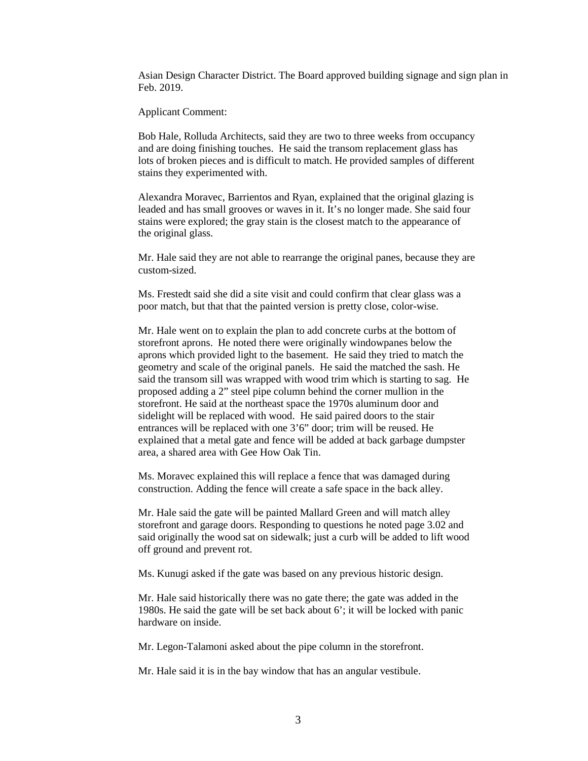Asian Design Character District. The Board approved building signage and sign plan in Feb. 2019.

Applicant Comment:

Bob Hale, Rolluda Architects, said they are two to three weeks from occupancy and are doing finishing touches. He said the transom replacement glass has lots of broken pieces and is difficult to match. He provided samples of different stains they experimented with.

Alexandra Moravec, Barrientos and Ryan, explained that the original glazing is leaded and has small grooves or waves in it. It's no longer made. She said four stains were explored; the gray stain is the closest match to the appearance of the original glass.

Mr. Hale said they are not able to rearrange the original panes, because they are custom-sized.

Ms. Frestedt said she did a site visit and could confirm that clear glass was a poor match, but that that the painted version is pretty close, color-wise.

Mr. Hale went on to explain the plan to add concrete curbs at the bottom of storefront aprons. He noted there were originally windowpanes below the aprons which provided light to the basement. He said they tried to match the geometry and scale of the original panels. He said the matched the sash. He said the transom sill was wrapped with wood trim which is starting to sag. He proposed adding a 2" steel pipe column behind the corner mullion in the storefront. He said at the northeast space the 1970s aluminum door and sidelight will be replaced with wood. He said paired doors to the stair entrances will be replaced with one 3'6" door; trim will be reused. He explained that a metal gate and fence will be added at back garbage dumpster area, a shared area with Gee How Oak Tin.

Ms. Moravec explained this will replace a fence that was damaged during construction. Adding the fence will create a safe space in the back alley.

Mr. Hale said the gate will be painted Mallard Green and will match alley storefront and garage doors. Responding to questions he noted page 3.02 and said originally the wood sat on sidewalk; just a curb will be added to lift wood off ground and prevent rot.

Ms. Kunugi asked if the gate was based on any previous historic design.

Mr. Hale said historically there was no gate there; the gate was added in the 1980s. He said the gate will be set back about 6'; it will be locked with panic hardware on inside.

Mr. Legon-Talamoni asked about the pipe column in the storefront.

Mr. Hale said it is in the bay window that has an angular vestibule.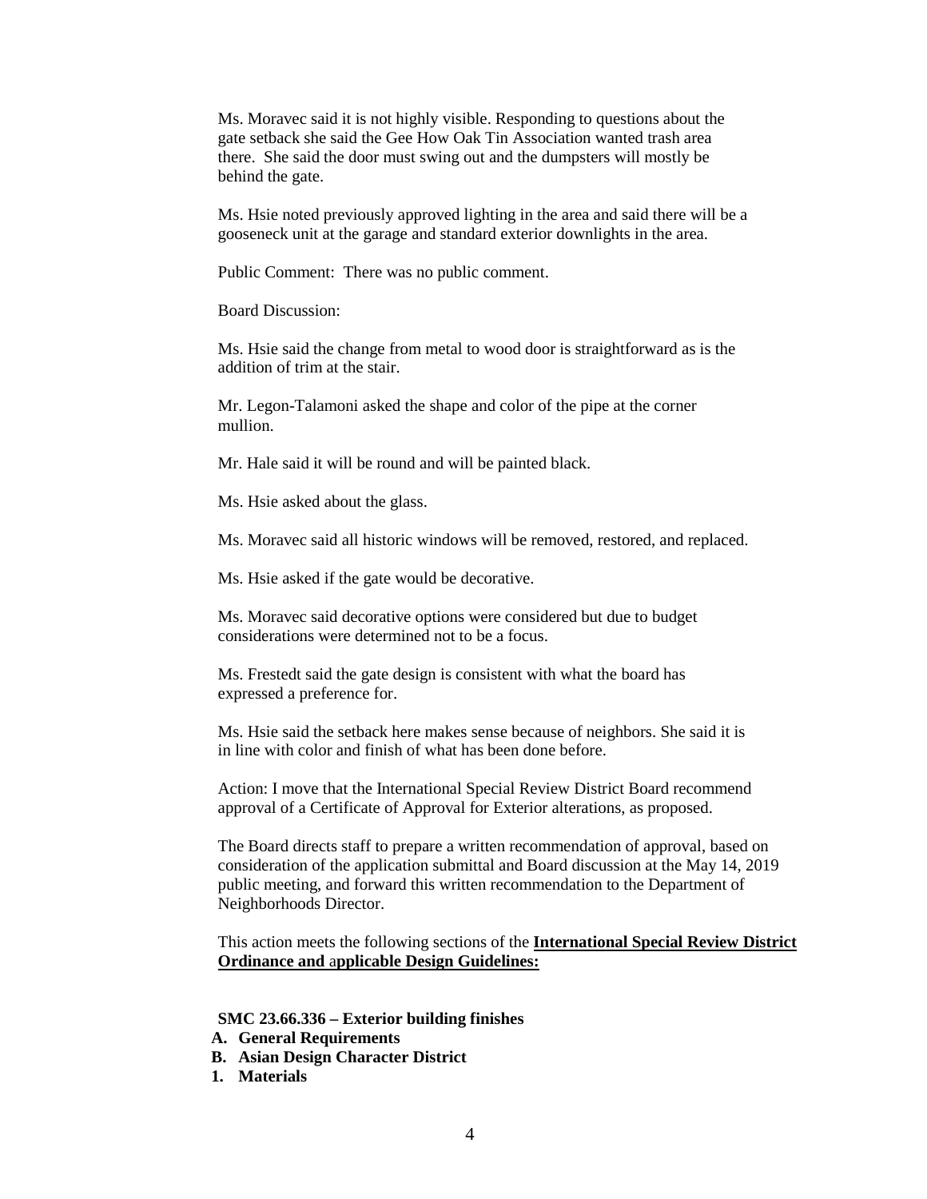Ms. Moravec said it is not highly visible. Responding to questions about the gate setback she said the Gee How Oak Tin Association wanted trash area there. She said the door must swing out and the dumpsters will mostly be behind the gate.

Ms. Hsie noted previously approved lighting in the area and said there will be a gooseneck unit at the garage and standard exterior downlights in the area.

Public Comment: There was no public comment.

Board Discussion:

Ms. Hsie said the change from metal to wood door is straightforward as is the addition of trim at the stair.

Mr. Legon-Talamoni asked the shape and color of the pipe at the corner mullion.

Mr. Hale said it will be round and will be painted black.

Ms. Hsie asked about the glass.

Ms. Moravec said all historic windows will be removed, restored, and replaced.

Ms. Hsie asked if the gate would be decorative.

Ms. Moravec said decorative options were considered but due to budget considerations were determined not to be a focus.

Ms. Frestedt said the gate design is consistent with what the board has expressed a preference for.

Ms. Hsie said the setback here makes sense because of neighbors. She said it is in line with color and finish of what has been done before.

Action: I move that the International Special Review District Board recommend approval of a Certificate of Approval for Exterior alterations, as proposed.

The Board directs staff to prepare a written recommendation of approval, based on consideration of the application submittal and Board discussion at the May 14, 2019 public meeting, and forward this written recommendation to the Department of Neighborhoods Director.

This action meets the following sections of the **International Special Review District Ordinance and applicable Design Guidelines:**

**SMC 23.66.336 – Exterior building finishes**

**A. General Requirements**

**B. Asian Design Character District**

**1. Materials**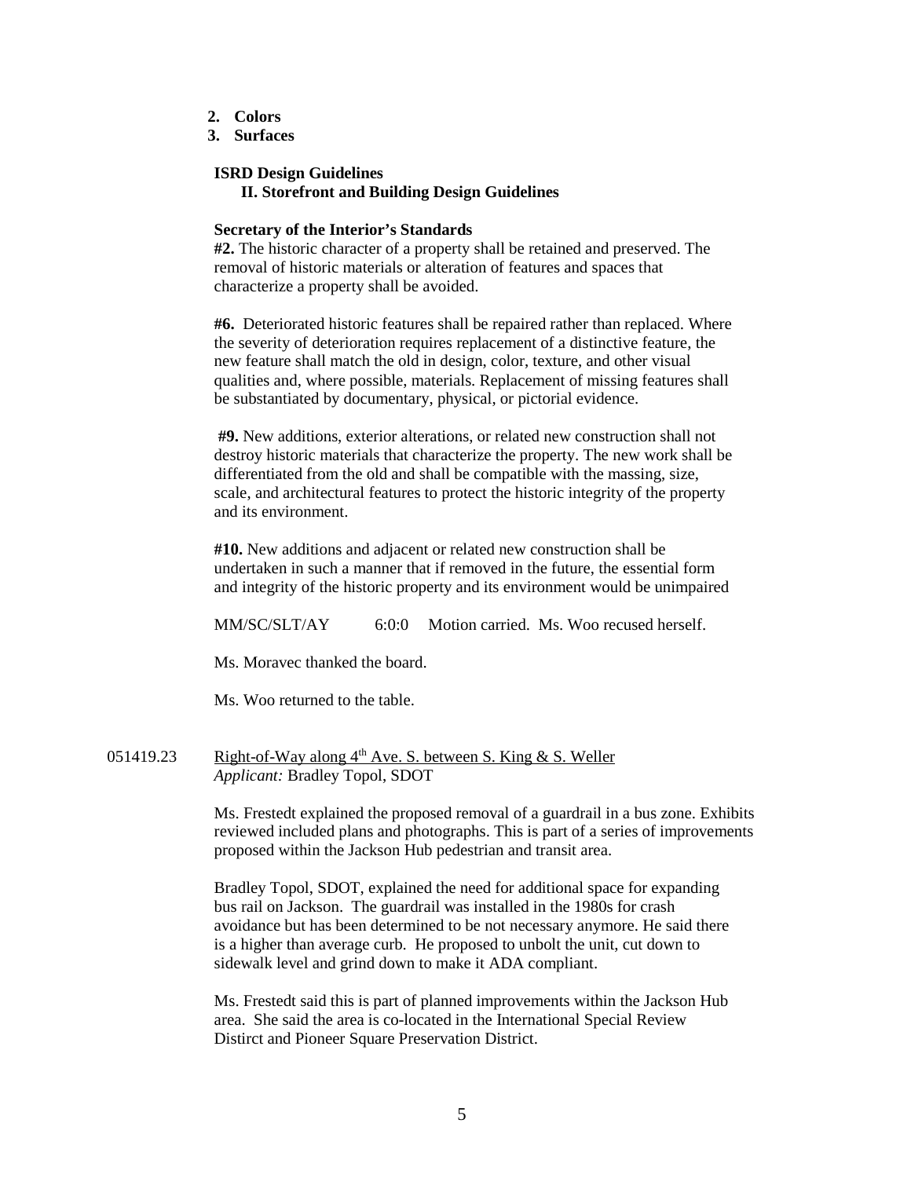2. **Colors**
3. **Surfaces**

**ISRD Design Guidelines**
**II. Storefront and Building Design Guidelines**

**Secretary of the Interior's Standards**
**#2.** The historic character of a property shall be retained and preserved. The removal of historic materials or alteration of features and spaces that characterize a property shall be avoided.

**#6.** Deteriorated historic features shall be repaired rather than replaced. Where the severity of deterioration requires replacement of a distinctive feature, the new feature shall match the old in design, color, texture, and other visual qualities and, where possible, materials. Replacement of missing features shall be substantiated by documentary, physical, or pictorial evidence.

**#9.** New additions, exterior alterations, or related new construction shall not destroy historic materials that characterize the property. The new work shall be differentiated from the old and shall be compatible with the massing, size, scale, and architectural features to protect the historic integrity of the property and its environment.

**#10.** New additions and adjacent or related new construction shall be undertaken in such a manner that if removed in the future, the essential form and integrity of the historic property and its environment would be unimpaired

MM/SC/SLT/AY 6:0:0 Motion carried. Ms. Woo recused herself.

Ms. Moravec thanked the board.

Ms. Woo returned to the table.

051419.23 Right-of-Way along 4th Ave. S. between S. King & S. Weller
*Applicant:* Bradley Topol, SDOT

Ms. Frestedt explained the proposed removal of a guardrail in a bus zone. Exhibits reviewed included plans and photographs. This is part of a series of improvements proposed within the Jackson Hub pedestrian and transit area.

Bradley Topol, SDOT, explained the need for additional space for expanding bus rail on Jackson. The guardrail was installed in the 1980s for crash avoidance but has been determined to be not necessary anymore. He said there is a higher than average curb. He proposed to unbolt the unit, cut down to sidewalk level and grind down to make it ADA compliant.

Ms. Frestedt said this is part of planned improvements within the Jackson Hub area. She said the area is co-located in the International Special Review Distirct and Pioneer Square Preservation District.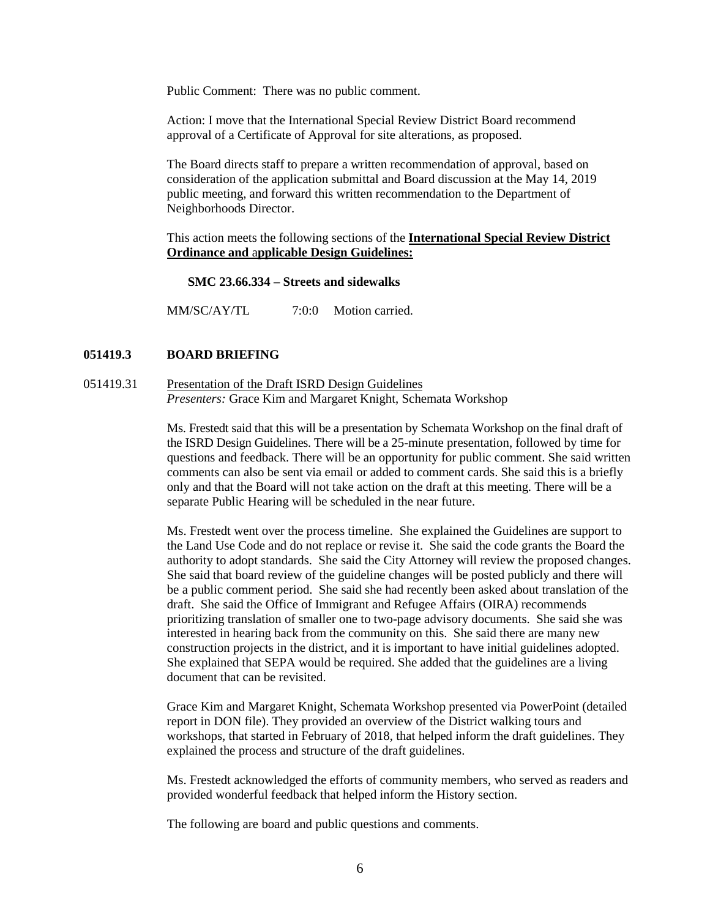Public Comment: There was no public comment.

Action: I move that the International Special Review District Board recommend approval of a Certificate of Approval for site alterations, as proposed.

The Board directs staff to prepare a written recommendation of approval, based on consideration of the application submittal and Board discussion at the May 14, 2019 public meeting, and forward this written recommendation to the Department of Neighborhoods Director.

This action meets the following sections of the **International Special Review District Ordinance and applicable Design Guidelines:**

**SMC 23.66.334 – Streets and sidewalks**

MM/SC/AY/TL 7:0:0 Motion carried.

**051419.3 BOARD BRIEFING**

051419.31 Presentation of the Draft ISRD Design Guidelines
*Presenters:* Grace Kim and Margaret Knight, Schemata Workshop

Ms. Frestedt said that this will be a presentation by Schemata Workshop on the final draft of the ISRD Design Guidelines. There will be a 25-minute presentation, followed by time for questions and feedback. There will be an opportunity for public comment. She said written comments can also be sent via email or added to comment cards. She said this is a briefly only and that the Board will not take action on the draft at this meeting. There will be a separate Public Hearing will be scheduled in the near future.

Ms. Frestedt went over the process timeline. She explained the Guidelines are support to the Land Use Code and do not replace or revise it. She said the code grants the Board the authority to adopt standards. She said the City Attorney will review the proposed changes. She said that board review of the guideline changes will be posted publicly and there will be a public comment period. She said she had recently been asked about translation of the draft. She said the Office of Immigrant and Refugee Affairs (OIRA) recommends prioritizing translation of smaller one to two-page advisory documents. She said she was interested in hearing back from the community on this. She said there are many new construction projects in the district, and it is important to have initial guidelines adopted. She explained that SEPA would be required. She added that the guidelines are a living document that can be revisited.

Grace Kim and Margaret Knight, Schemata Workshop presented via PowerPoint (detailed report in DON file). They provided an overview of the District walking tours and workshops, that started in February of 2018, that helped inform the draft guidelines. They explained the process and structure of the draft guidelines.

Ms. Frestedt acknowledged the efforts of community members, who served as readers and provided wonderful feedback that helped inform the History section.

The following are board and public questions and comments.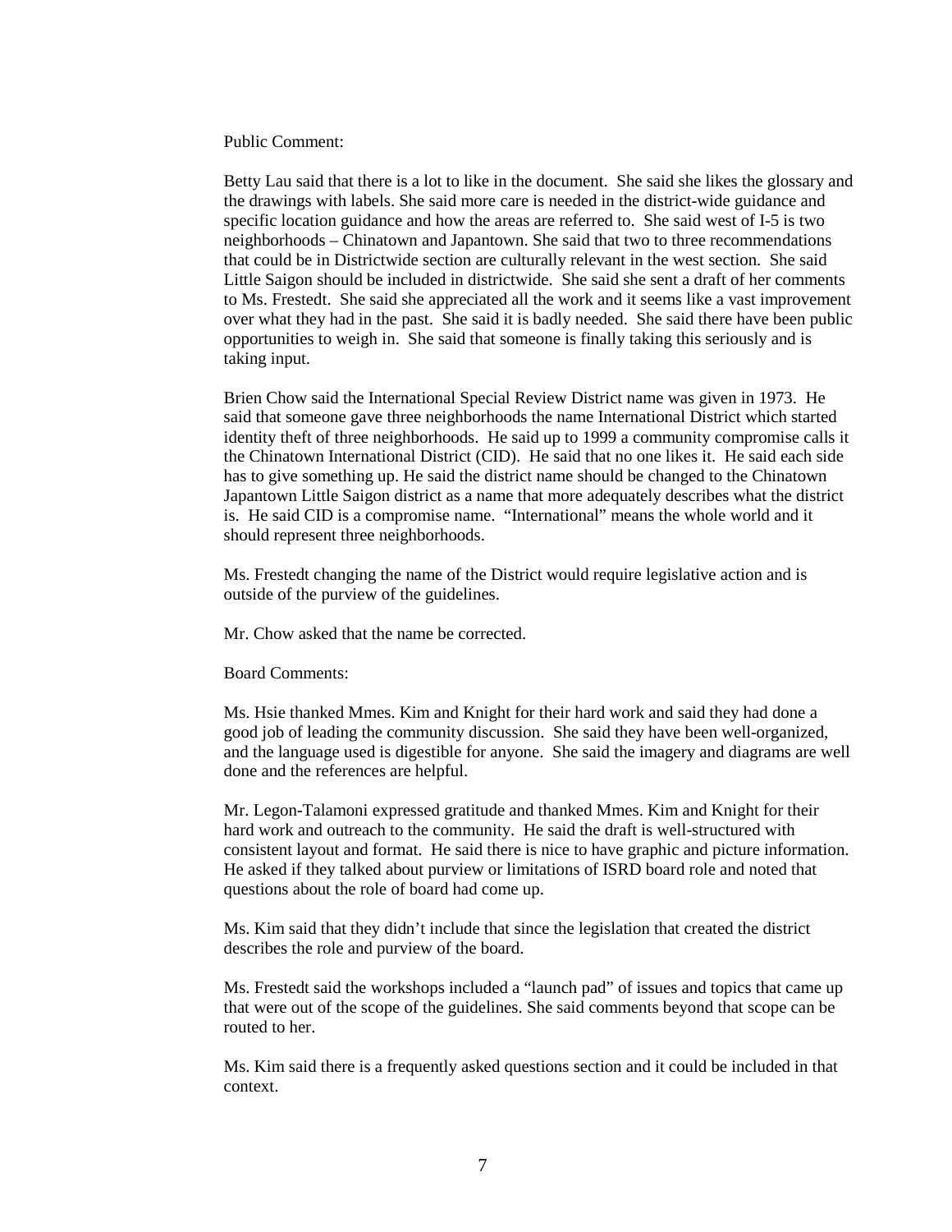Public Comment:

Betty Lau said that there is a lot to like in the document. She said she likes the glossary and the drawings with labels. She said more care is needed in the district-wide guidance and specific location guidance and how the areas are referred to. She said west of I-5 is two neighborhoods – Chinatown and Japantown. She said that two to three recommendations that could be in Districtwide section are culturally relevant in the west section. She said Little Saigon should be included in districtwide. She said she sent a draft of her comments to Ms. Frestedt. She said she appreciated all the work and it seems like a vast improvement over what they had in the past. She said it is badly needed. She said there have been public opportunities to weigh in. She said that someone is finally taking this seriously and is taking input.

Brien Chow said the International Special Review District name was given in 1973. He said that someone gave three neighborhoods the name International District which started identity theft of three neighborhoods. He said up to 1999 a community compromise calls it the Chinatown International District (CID). He said that no one likes it. He said each side has to give something up. He said the district name should be changed to the Chinatown Japantown Little Saigon district as a name that more adequately describes what the district is. He said CID is a compromise name. "International" means the whole world and it should represent three neighborhoods.

Ms. Frestedt changing the name of the District would require legislative action and is outside of the purview of the guidelines.

Mr. Chow asked that the name be corrected.

Board Comments:

Ms. Hsie thanked Mmes. Kim and Knight for their hard work and said they had done a good job of leading the community discussion. She said they have been well-organized, and the language used is digestible for anyone. She said the imagery and diagrams are well done and the references are helpful.

Mr. Legon-Talamoni expressed gratitude and thanked Mmes. Kim and Knight for their hard work and outreach to the community. He said the draft is well-structured with consistent layout and format. He said there is nice to have graphic and picture information. He asked if they talked about purview or limitations of ISRD board role and noted that questions about the role of board had come up.

Ms. Kim said that they didn't include that since the legislation that created the district describes the role and purview of the board.

Ms. Frestedt said the workshops included a "launch pad" of issues and topics that came up that were out of the scope of the guidelines. She said comments beyond that scope can be routed to her.

Ms. Kim said there is a frequently asked questions section and it could be included in that context.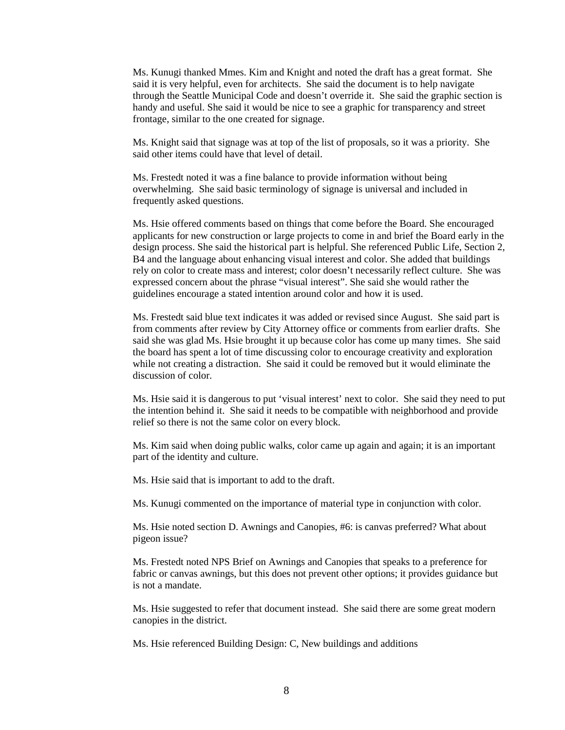Ms. Kunugi thanked Mmes. Kim and Knight and noted the draft has a great format. She said it is very helpful, even for architects. She said the document is to help navigate through the Seattle Municipal Code and doesn't override it. She said the graphic section is handy and useful. She said it would be nice to see a graphic for transparency and street frontage, similar to the one created for signage.

Ms. Knight said that signage was at top of the list of proposals, so it was a priority. She said other items could have that level of detail.

Ms. Frestedt noted it was a fine balance to provide information without being overwhelming. She said basic terminology of signage is universal and included in frequently asked questions.

Ms. Hsie offered comments based on things that come before the Board. She encouraged applicants for new construction or large projects to come in and brief the Board early in the design process. She said the historical part is helpful. She referenced Public Life, Section 2, B4 and the language about enhancing visual interest and color. She added that buildings rely on color to create mass and interest; color doesn't necessarily reflect culture. She was expressed concern about the phrase "visual interest". She said she would rather the guidelines encourage a stated intention around color and how it is used.

Ms. Frestedt said blue text indicates it was added or revised since August. She said part is from comments after review by City Attorney office or comments from earlier drafts. She said she was glad Ms. Hsie brought it up because color has come up many times. She said the board has spent a lot of time discussing color to encourage creativity and exploration while not creating a distraction. She said it could be removed but it would eliminate the discussion of color.

Ms. Hsie said it is dangerous to put 'visual interest' next to color. She said they need to put the intention behind it. She said it needs to be compatible with neighborhood and provide relief so there is not the same color on every block.

Ms. Kim said when doing public walks, color came up again and again; it is an important part of the identity and culture.

Ms. Hsie said that is important to add to the draft.

Ms. Kunugi commented on the importance of material type in conjunction with color.

Ms. Hsie noted section D. Awnings and Canopies, #6: is canvas preferred? What about pigeon issue?

Ms. Frestedt noted NPS Brief on Awnings and Canopies that speaks to a preference for fabric or canvas awnings, but this does not prevent other options; it provides guidance but is not a mandate.

Ms. Hsie suggested to refer that document instead. She said there are some great modern canopies in the district.

Ms. Hsie referenced Building Design: C, New buildings and additions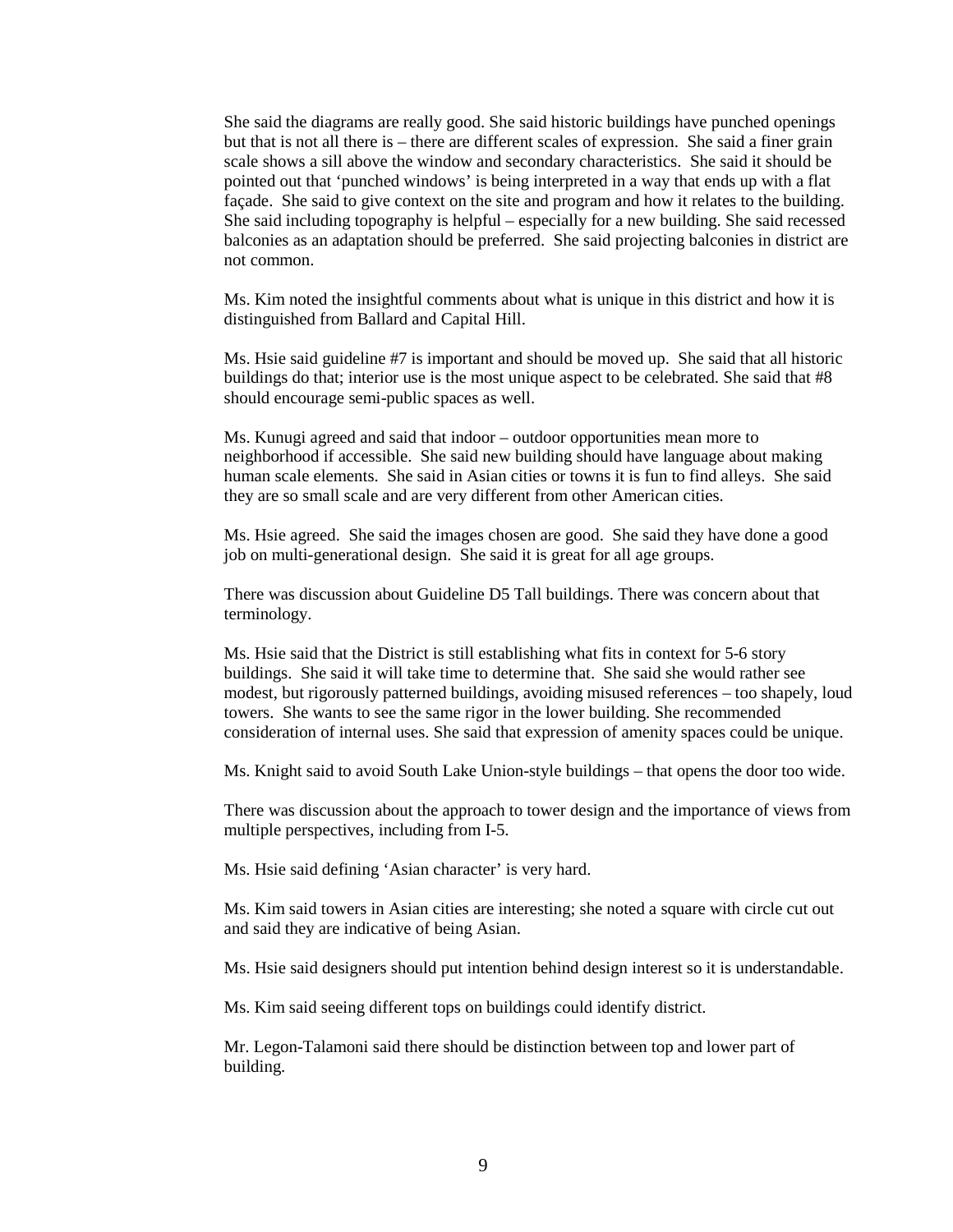She said the diagrams are really good. She said historic buildings have punched openings but that is not all there is – there are different scales of expression. She said a finer grain scale shows a sill above the window and secondary characteristics. She said it should be pointed out that 'punched windows' is being interpreted in a way that ends up with a flat façade. She said to give context on the site and program and how it relates to the building. She said including topography is helpful – especially for a new building. She said recessed balconies as an adaptation should be preferred. She said projecting balconies in district are not common.

Ms. Kim noted the insightful comments about what is unique in this district and how it is distinguished from Ballard and Capital Hill.

Ms. Hsie said guideline #7 is important and should be moved up. She said that all historic buildings do that; interior use is the most unique aspect to be celebrated. She said that #8 should encourage semi-public spaces as well.

Ms. Kunugi agreed and said that indoor – outdoor opportunities mean more to neighborhood if accessible. She said new building should have language about making human scale elements. She said in Asian cities or towns it is fun to find alleys. She said they are so small scale and are very different from other American cities.

Ms. Hsie agreed. She said the images chosen are good. She said they have done a good job on multi-generational design. She said it is great for all age groups.

There was discussion about Guideline D5 Tall buildings. There was concern about that terminology.

Ms. Hsie said that the District is still establishing what fits in context for 5-6 story buildings. She said it will take time to determine that. She said she would rather see modest, but rigorously patterned buildings, avoiding misused references – too shapely, loud towers. She wants to see the same rigor in the lower building. She recommended consideration of internal uses. She said that expression of amenity spaces could be unique.

Ms. Knight said to avoid South Lake Union-style buildings – that opens the door too wide.

There was discussion about the approach to tower design and the importance of views from multiple perspectives, including from I-5.

Ms. Hsie said defining 'Asian character' is very hard.

Ms. Kim said towers in Asian cities are interesting; she noted a square with circle cut out and said they are indicative of being Asian.

Ms. Hsie said designers should put intention behind design interest so it is understandable.

Ms. Kim said seeing different tops on buildings could identify district.

Mr. Legon-Talamoni said there should be distinction between top and lower part of building.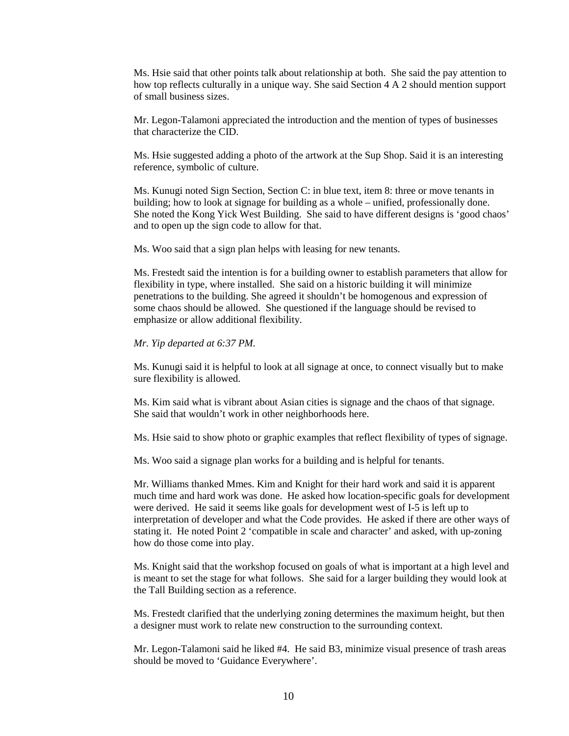Ms. Hsie said that other points talk about relationship at both. She said the pay attention to how top reflects culturally in a unique way. She said Section 4 A 2 should mention support of small business sizes.

Mr. Legon-Talamoni appreciated the introduction and the mention of types of businesses that characterize the CID.

Ms. Hsie suggested adding a photo of the artwork at the Sup Shop. Said it is an interesting reference, symbolic of culture.

Ms. Kunugi noted Sign Section, Section C: in blue text, item 8: three or move tenants in building; how to look at signage for building as a whole – unified, professionally done. She noted the Kong Yick West Building. She said to have different designs is 'good chaos' and to open up the sign code to allow for that.

Ms. Woo said that a sign plan helps with leasing for new tenants.

Ms. Frestedt said the intention is for a building owner to establish parameters that allow for flexibility in type, where installed. She said on a historic building it will minimize penetrations to the building. She agreed it shouldn't be homogenous and expression of some chaos should be allowed. She questioned if the language should be revised to emphasize or allow additional flexibility.

*Mr. Yip departed at 6:37 PM.*

Ms. Kunugi said it is helpful to look at all signage at once, to connect visually but to make sure flexibility is allowed.

Ms. Kim said what is vibrant about Asian cities is signage and the chaos of that signage. She said that wouldn't work in other neighborhoods here.

Ms. Hsie said to show photo or graphic examples that reflect flexibility of types of signage.

Ms. Woo said a signage plan works for a building and is helpful for tenants.

Mr. Williams thanked Mmes. Kim and Knight for their hard work and said it is apparent much time and hard work was done. He asked how location-specific goals for development were derived. He said it seems like goals for development west of I-5 is left up to interpretation of developer and what the Code provides. He asked if there are other ways of stating it. He noted Point 2 'compatible in scale and character' and asked, with up-zoning how do those come into play.

Ms. Knight said that the workshop focused on goals of what is important at a high level and is meant to set the stage for what follows. She said for a larger building they would look at the Tall Building section as a reference.

Ms. Frestedt clarified that the underlying zoning determines the maximum height, but then a designer must work to relate new construction to the surrounding context.

Mr. Legon-Talamoni said he liked #4. He said B3, minimize visual presence of trash areas should be moved to 'Guidance Everywhere'.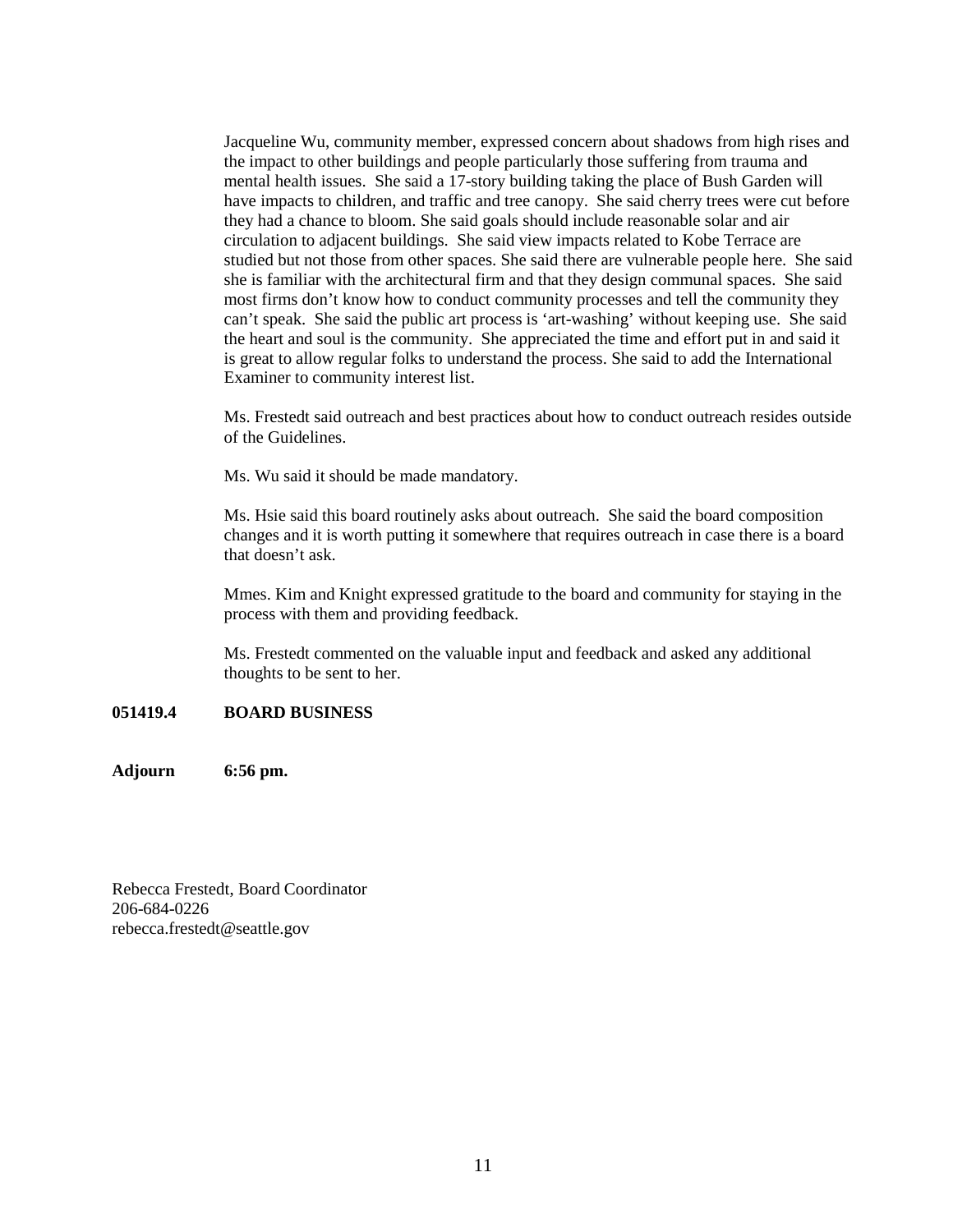Jacqueline Wu, community member, expressed concern about shadows from high rises and the impact to other buildings and people particularly those suffering from trauma and mental health issues. She said a 17-story building taking the place of Bush Garden will have impacts to children, and traffic and tree canopy. She said cherry trees were cut before they had a chance to bloom. She said goals should include reasonable solar and air circulation to adjacent buildings. She said view impacts related to Kobe Terrace are studied but not those from other spaces. She said there are vulnerable people here. She said she is familiar with the architectural firm and that they design communal spaces. She said most firms don't know how to conduct community processes and tell the community they can't speak. She said the public art process is 'art-washing' without keeping use. She said the heart and soul is the community. She appreciated the time and effort put in and said it is great to allow regular folks to understand the process. She said to add the International Examiner to community interest list.

Ms. Frestedt said outreach and best practices about how to conduct outreach resides outside of the Guidelines.

Ms. Wu said it should be made mandatory.

Ms. Hsie said this board routinely asks about outreach. She said the board composition changes and it is worth putting it somewhere that requires outreach in case there is a board that doesn't ask.

Mmes. Kim and Knight expressed gratitude to the board and community for staying in the process with them and providing feedback.

Ms. Frestedt commented on the valuable input and feedback and asked any additional thoughts to be sent to her.

**051419.4 BOARD BUSINESS**

**Adjourn 6:56 pm.**

Rebecca Frestedt, Board Coordinator
206-684-0226
rebecca.frestedt@seattle.gov